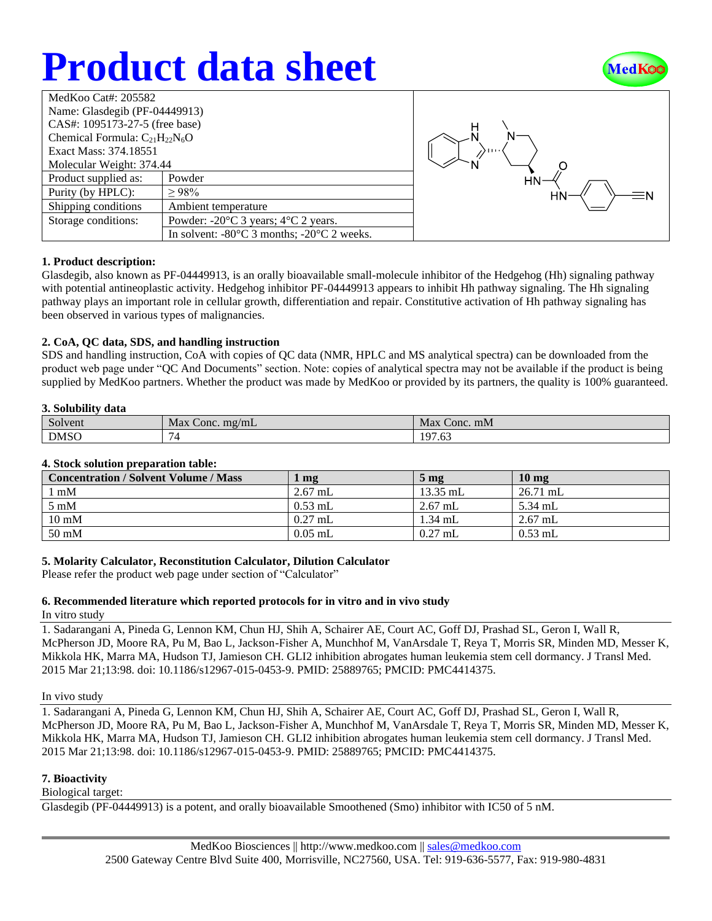# Product data sheet

| MedKoo Cat#: 205582 | |
|---|---|
| Name: Glasdegib (PF-04449913) | |
| CAS#: 1095173-27-5 (free base) | |
| Chemical Formula: $C_{21}H_{22}N_6O$ | |
| Exact Mass: 374.18551 | |
| Molecular Weight: 374.44 | |
| Product supplied as: | Powder |
| Purity (by HPLC): | ≥ 98% |
| Shipping conditions | Ambient temperature |
| Storage conditions: | Powder: -20°C 3 years; 4°C 2 years. |
| | In solvent: -80°C 3 months; -20°C 2 weeks. |

### 1. Product description:

Glasdegib, also known as PF-04449913, is an orally bioavailable small-molecule inhibitor of the Hedgehog (Hh) signaling pathway with potential antineoplastic activity. Hedgehog inhibitor PF-04449913 appears to inhibit Hh pathway signaling. The Hh signaling pathway plays an important role in cellular growth, differentiation and repair. Constitutive activation of Hh pathway signaling has been observed in various types of malignancies.

### 2. CoA, QC data, SDS, and handling instruction

SDS and handling instruction, CoA with copies of QC data (NMR, HPLC and MS analytical spectra) can be downloaded from the product web page under "QC And Documents" section. Note: copies of analytical spectra may not be available if the product is being supplied by MedKoo partners. Whether the product was made by MedKoo or provided by its partners, the quality is 100% guaranteed.

### 3. Solubility data

| Solvent | Max Conc. mg/mL | Max Conc. mM |
|---|---|---|
| DMSO | 74 | 197.63 |

### 4. Stock solution preparation table:

| Concentration / Solvent Volume / Mass | 1 mg | 5 mg | 10 mg |
|---|---|---|---|
| 1 mM | 2.67 mL | 13.35 mL | 26.71 mL |
| 5 mM | 0.53 mL | 2.67 mL | 5.34 mL |
| 10 mM | 0.27 mL | 1.34 mL | 2.67 mL |
| 50 mM | 0.05 mL | 0.27 mL | 0.53 mL |

### 5. Molarity Calculator, Reconstitution Calculator, Dilution Calculator

Please refer the product web page under section of "Calculator"

### 6. Recommended literature which reported protocols for in vitro and in vivo study

In vitro study

1. Sadarangani A, Pineda G, Lennon KM, Chun HJ, Shih A, Schairer AE, Court AC, Goff DJ, Prashad SL, Geron I, Wall R, McPherson JD, Moore RA, Pu M, Bao L, Jackson-Fisher A, Munchhof M, VanArsdale T, Reya T, Morris SR, Minden MD, Messer K, Mikkola HK, Marra MA, Hudson TJ, Jamieson CH. GLI2 inhibition abrogates human leukemia stem cell dormancy. J Transl Med. 2015 Mar 21;13:98. doi: 10.1186/s12967-015-0453-9. PMID: 25889765; PMCID: PMC4414375.

In vivo study

1. Sadarangani A, Pineda G, Lennon KM, Chun HJ, Shih A, Schairer AE, Court AC, Goff DJ, Prashad SL, Geron I, Wall R, McPherson JD, Moore RA, Pu M, Bao L, Jackson-Fisher A, Munchhof M, VanArsdale T, Reya T, Morris SR, Minden MD, Messer K, Mikkola HK, Marra MA, Hudson TJ, Jamieson CH. GLI2 inhibition abrogates human leukemia stem cell dormancy. J Transl Med. 2015 Mar 21;13:98. doi: 10.1186/s12967-015-0453-9. PMID: 25889765; PMCID: PMC4414375.

### 7. Bioactivity

Biological target:

Glasdegib (PF-04449913) is a potent, and orally bioavailable Smoothened (Smo) inhibitor with IC50 of 5 nM.

MedKoo Biosciences || http://www.medkoo.com || sales@medkoo.com
2500 Gateway Centre Blvd Suite 400, Morrisville, NC27560, USA. Tel: 919-636-5577, Fax: 919-980-4831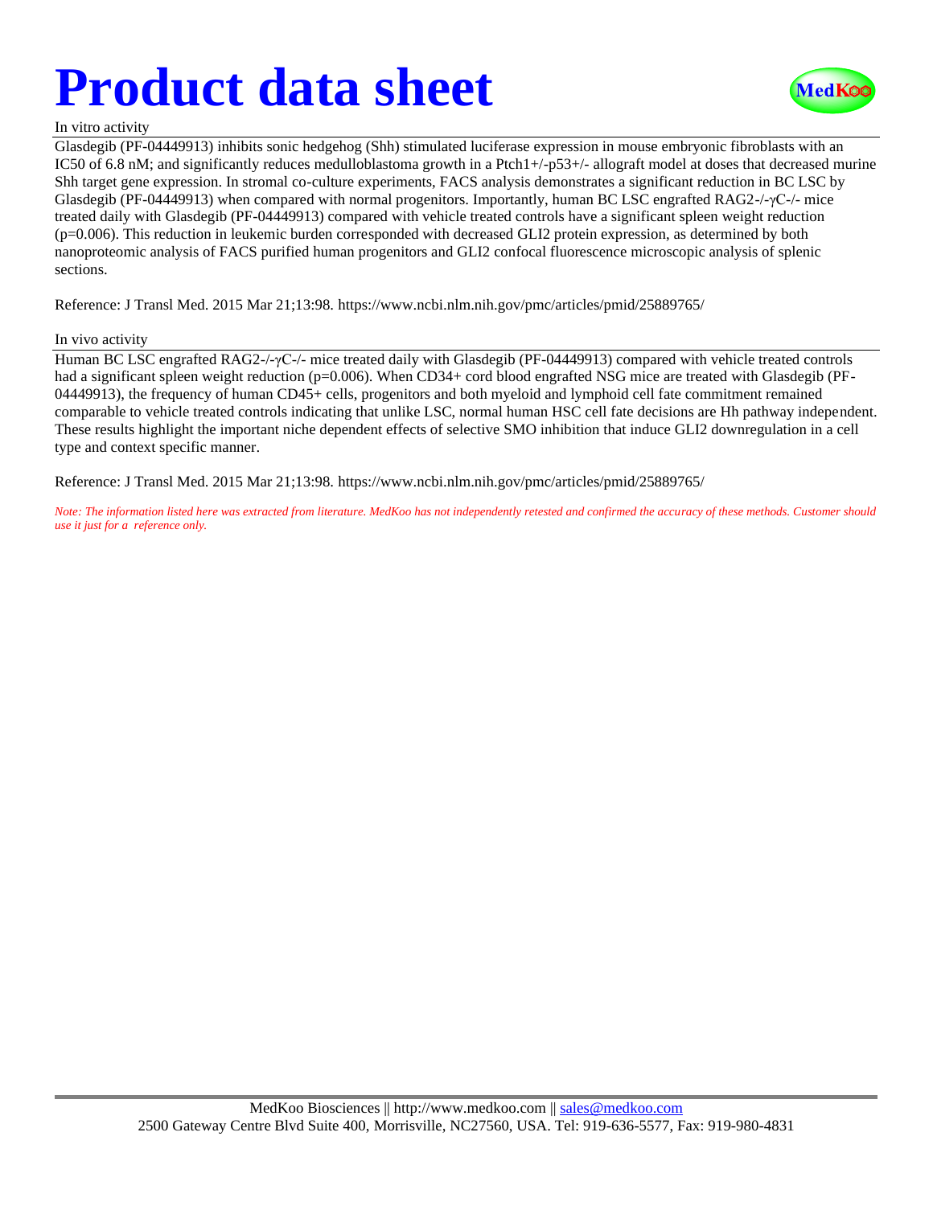# Product data sheet

In vitro activity

Glasdegib (PF-04449913) inhibits sonic hedgehog (Shh) stimulated luciferase expression in mouse embryonic fibroblasts with an IC50 of 6.8 nM; and significantly reduces medulloblastoma growth in a Ptch1+/-p53+/- allograft model at doses that decreased murine Shh target gene expression. In stromal co-culture experiments, FACS analysis demonstrates a significant reduction in BC LSC by Glasdegib (PF-04449913) when compared with normal progenitors. Importantly, human BC LSC engrafted RAG2-/-γC-/- mice treated daily with Glasdegib (PF-04449913) compared with vehicle treated controls have a significant spleen weight reduction ($p=0.006$). This reduction in leukemic burden corresponded with decreased GLI2 protein expression, as determined by both nanoproteomic analysis of FACS purified human progenitors and GLI2 confocal fluorescence microscopic analysis of splenic sections.

Reference: J Transl Med. 2015 Mar 21;13:98. https://www.ncbi.nlm.nih.gov/pmc/articles/pmid/25889765/

In vivo activity

Human BC LSC engrafted RAG2-/-γC-/- mice treated daily with Glasdegib (PF-04449913) compared with vehicle treated controls had a significant spleen weight reduction ($p=0.006$). When CD34+ cord blood engrafted NSG mice are treated with Glasdegib (PF-04449913), the frequency of human CD45+ cells, progenitors and both myeloid and lymphoid cell fate commitment remained comparable to vehicle treated controls indicating that unlike LSC, normal human HSC cell fate decisions are Hh pathway independent. These results highlight the important niche dependent effects of selective SMO inhibition that induce GLI2 downregulation in a cell type and context specific manner.

Reference: J Transl Med. 2015 Mar 21;13:98. https://www.ncbi.nlm.nih.gov/pmc/articles/pmid/25889765/

*Note: The information listed here was extracted from literature. MedKoo has not independently retested and confirmed the accuracy of these methods. Customer should use it just for a reference only.*

MedKoo Biosciences || http://www.medkoo.com || sales@medkoo.com
2500 Gateway Centre Blvd Suite 400, Morrisville, NC27560, USA. Tel: 919-636-5577, Fax: 919-980-4831